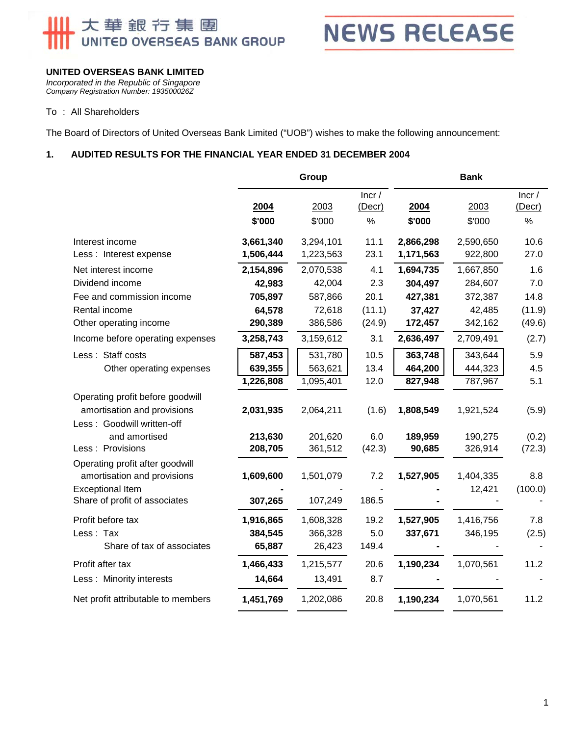# 大華銀行集團 UNITED OVERSEAS BANK GROUP

# NEWS RELEASE

**UNITED OVERSEAS BANK LIMITED**
*Incorporated in the Republic of Singapore*
*Company Registration Number: 193500026Z*

To : All Shareholders

The Board of Directors of United Overseas Bank Limited ("UOB") wishes to make the following announcement:

## 1. AUDITED RESULTS FOR THE FINANCIAL YEAR ENDED 31 DECEMBER 2004

| | Group | | | Bank | | |
|---|---|---|---|---|---|---|
| | **2004** | 2003 | Incr / (Decr) | **2004** | 2003 | Incr / (Decr) |
| | **$'000** | $'000 | % | **$'000** | $'000 | % |
| Interest income | **3,661,340** | 3,294,101 | 11.1 | **2,866,298** | 2,590,650 | 10.6 |
| Less : Interest expense | **1,506,444** | 1,223,563 | 23.1 | **1,171,563** | 922,800 | 27.0 |
| Net interest income | **2,154,896** | 2,070,538 | 4.1 | **1,694,735** | 1,667,850 | 1.6 |
| Dividend income | **42,983** | 42,004 | 2.3 | **304,497** | 284,607 | 7.0 |
| Fee and commission income | **705,897** | 587,866 | 20.1 | **427,381** | 372,387 | 14.8 |
| Rental income | **64,578** | 72,618 | (11.1) | **37,427** | 42,485 | (11.9) |
| Other operating income | **290,389** | 386,586 | (24.9) | **172,457** | 342,162 | (49.6) |
| Income before operating expenses | **3,258,743** | 3,159,612 | 3.1 | **2,636,497** | 2,709,491 | (2.7) |
| Less : Staff costs | **587,453** | 531,780 | 10.5 | **363,748** | 343,644 | 5.9 |
| Other operating expenses | **639,355** | 563,621 | 13.4 | **464,200** | 444,323 | 4.5 |
| | **1,226,808** | 1,095,401 | 12.0 | **827,948** | 787,967 | 5.1 |
| Operating profit before goodwill amortisation and provisions | **2,031,935** | 2,064,211 | (1.6) | **1,808,549** | 1,921,524 | (5.9) |
| Less : Goodwill written-off and amortised | **213,630** | 201,620 | 6.0 | **189,959** | 190,275 | (0.2) |
| Less : Provisions | **208,705** | 361,512 | (42.3) | **90,685** | 326,914 | (72.3) |
| Operating profit after goodwill amortisation and provisions | **1,609,600** | 1,501,079 | 7.2 | **1,527,905** | 1,404,335 | 8.8 |
| Exceptional Item | **-** | - | - | **-** | 12,421 | (100.0) |
| Share of profit of associates | **307,265** | 107,249 | 186.5 | **-** | - | - |
| Profit before tax | **1,916,865** | 1,608,328 | 19.2 | **1,527,905** | 1,416,756 | 7.8 |
| Less : Tax | **384,545** | 366,328 | 5.0 | **337,671** | 346,195 | (2.5) |
| Share of tax of associates | **65,887** | 26,423 | 149.4 | **-** | - | - |
| Profit after tax | **1,466,433** | 1,215,577 | 20.6 | **1,190,234** | 1,070,561 | 11.2 |
| Less : Minority interests | **14,664** | 13,491 | 8.7 | **-** | - | - |
| Net profit attributable to members | **1,451,769** | 1,202,086 | 20.8 | **1,190,234** | 1,070,561 | 11.2 |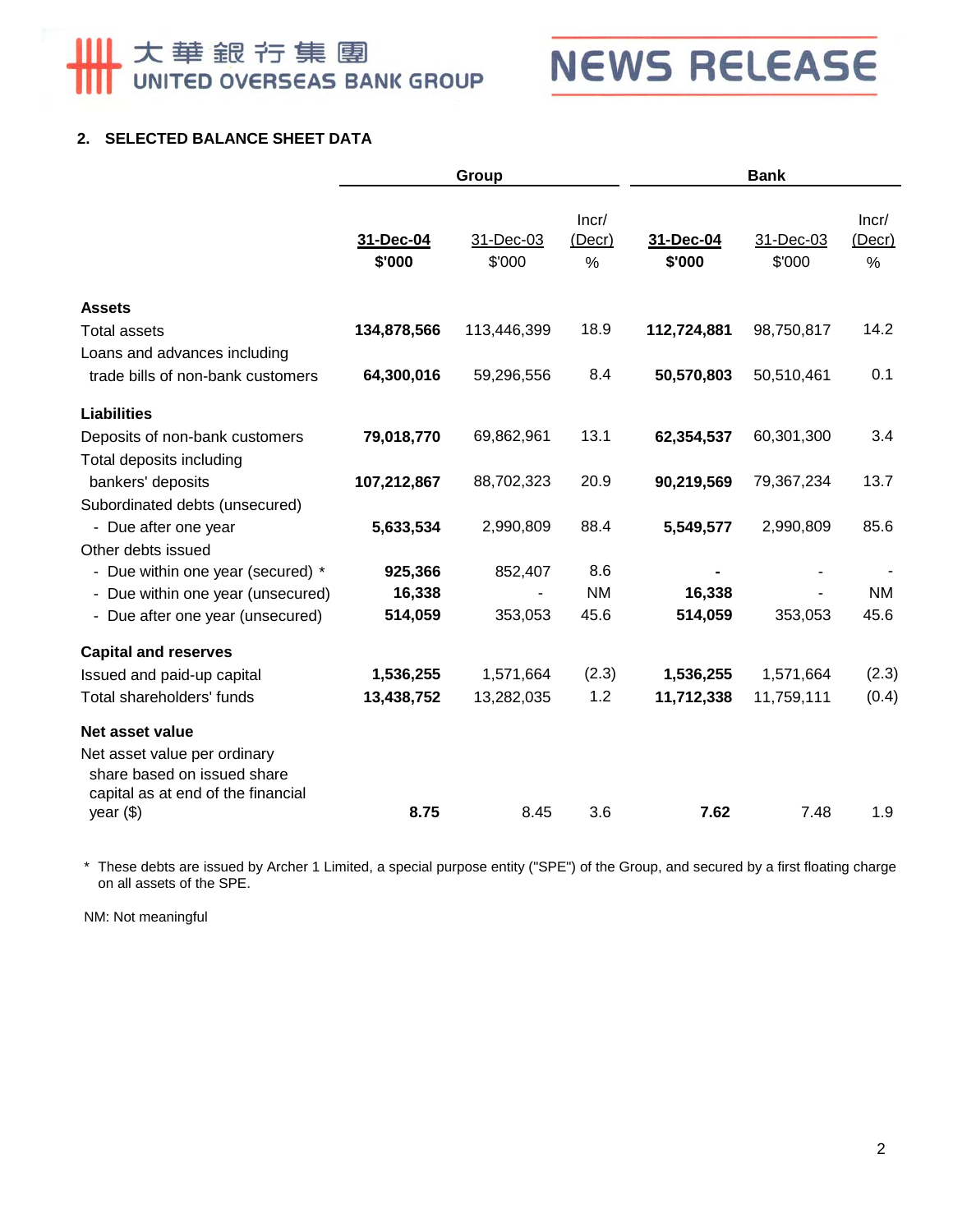## 2. SELECTED BALANCE SHEET DATA

| | Group | | | Bank | | |
|---|---|---|---|---|---|---|
| | **31-Dec-04** | 31-Dec-03 | Incr/ (Decr) | **31-Dec-04** | 31-Dec-03 | Incr/ (Decr) |
| | **$'000** | $'000 | % | **$'000** | $'000 | % |
| **Assets** | | | | | | |
| Total assets | **134,878,566** | 113,446,399 | 18.9 | **112,724,881** | 98,750,817 | 14.2 |
| Loans and advances including trade bills of non-bank customers | **64,300,016** | 59,296,556 | 8.4 | **50,570,803** | 50,510,461 | 0.1 |
| **Liabilities** | | | | | | |
| Deposits of non-bank customers | **79,018,770** | 69,862,961 | 13.1 | **62,354,537** | 60,301,300 | 3.4 |
| Total deposits including bankers' deposits | **107,212,867** | 88,702,323 | 20.9 | **90,219,569** | 79,367,234 | 13.7 |
| Subordinated debts (unsecured) | | | | | | |
| - Due after one year | **5,633,534** | 2,990,809 | 88.4 | **5,549,577** | 2,990,809 | 85.6 |
| Other debts issued | | | | | | |
| - Due within one year (secured) * | **925,366** | 852,407 | 8.6 | **-** | - | - |
| - Due within one year (unsecured) | **16,338** | - | NM | **16,338** | - | NM |
| - Due after one year (unsecured) | **514,059** | 353,053 | 45.6 | **514,059** | 353,053 | 45.6 |
| **Capital and reserves** | | | | | | |
| Issued and paid-up capital | **1,536,255** | 1,571,664 | (2.3) | **1,536,255** | 1,571,664 | (2.3) |
| Total shareholders' funds | **13,438,752** | 13,282,035 | 1.2 | **11,712,338** | 11,759,111 | (0.4) |
| **Net asset value** | | | | | | |
| Net asset value per ordinary share based on issued share capital as at end of the financial year ($) | **8.75** | 8.45 | 3.6 | **7.62** | 7.48 | 1.9 |

\* These debts are issued by Archer 1 Limited, a special purpose entity ("SPE") of the Group, and secured by a first floating charge on all assets of the SPE.

NM: Not meaningful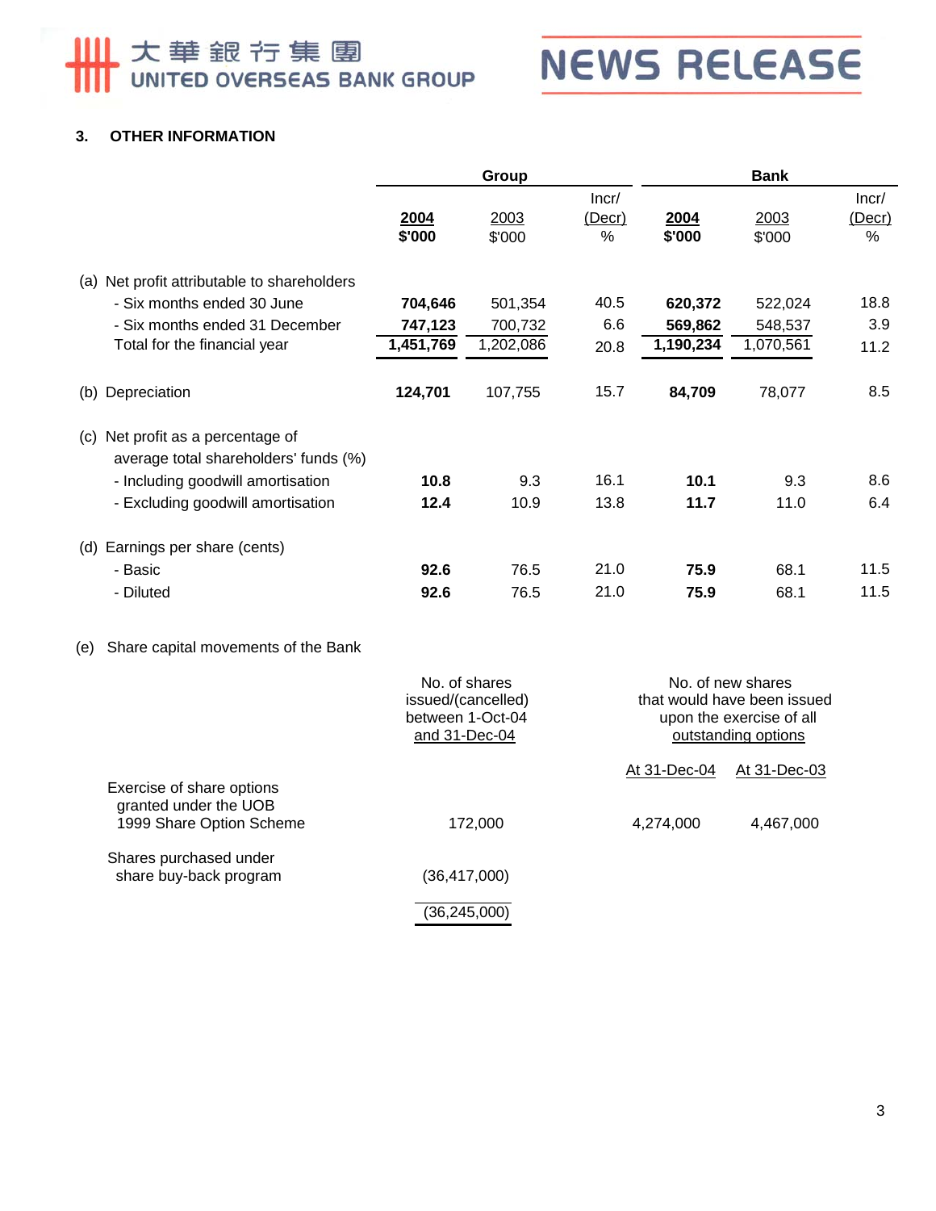## 3. OTHER INFORMATION

| | Group | | | Bank | | |
|---|---|---|---|---|---|---|
| | **2004** **$'000** | 2003 $'000 | Incr/ (Decr) % | **2004** **$'000** | 2003 $'000 | Incr/ (Decr) % |
| (a) Net profit attributable to shareholders | | | | | | |
| - Six months ended 30 June | **704,646** | 501,354 | 40.5 | **620,372** | 522,024 | 18.8 |
| - Six months ended 31 December | **747,123** | 700,732 | 6.6 | **569,862** | 548,537 | 3.9 |
| Total for the financial year | **1,451,769** | 1,202,086 | 20.8 | **1,190,234** | 1,070,561 | 11.2 |
| (b) Depreciation | **124,701** | 107,755 | 15.7 | **84,709** | 78,077 | 8.5 |
| (c) Net profit as a percentage of average total shareholders' funds (%) | | | | | | |
| - Including goodwill amortisation | **10.8** | 9.3 | 16.1 | **10.1** | 9.3 | 8.6 |
| - Excluding goodwill amortisation | **12.4** | 10.9 | 13.8 | **11.7** | 11.0 | 6.4 |
| (d) Earnings per share (cents) | | | | | | |
| - Basic | **92.6** | 76.5 | 21.0 | **75.9** | 68.1 | 11.5 |
| - Diluted | **92.6** | 76.5 | 21.0 | **75.9** | 68.1 | 11.5 |

(e) Share capital movements of the Bank

| | No. of shares issued/(cancelled) between 1-Oct-04 and 31-Dec-04 | No. of new shares that would have been issued upon the exercise of all outstanding options | |
|---|---|---|---|
| | | At 31-Dec-04 | At 31-Dec-03 |
| Exercise of share options granted under the UOB 1999 Share Option Scheme | 172,000 | 4,274,000 | 4,467,000 |
| Shares purchased under share buy-back program | (36,417,000) | | |
| | (36,245,000) | | |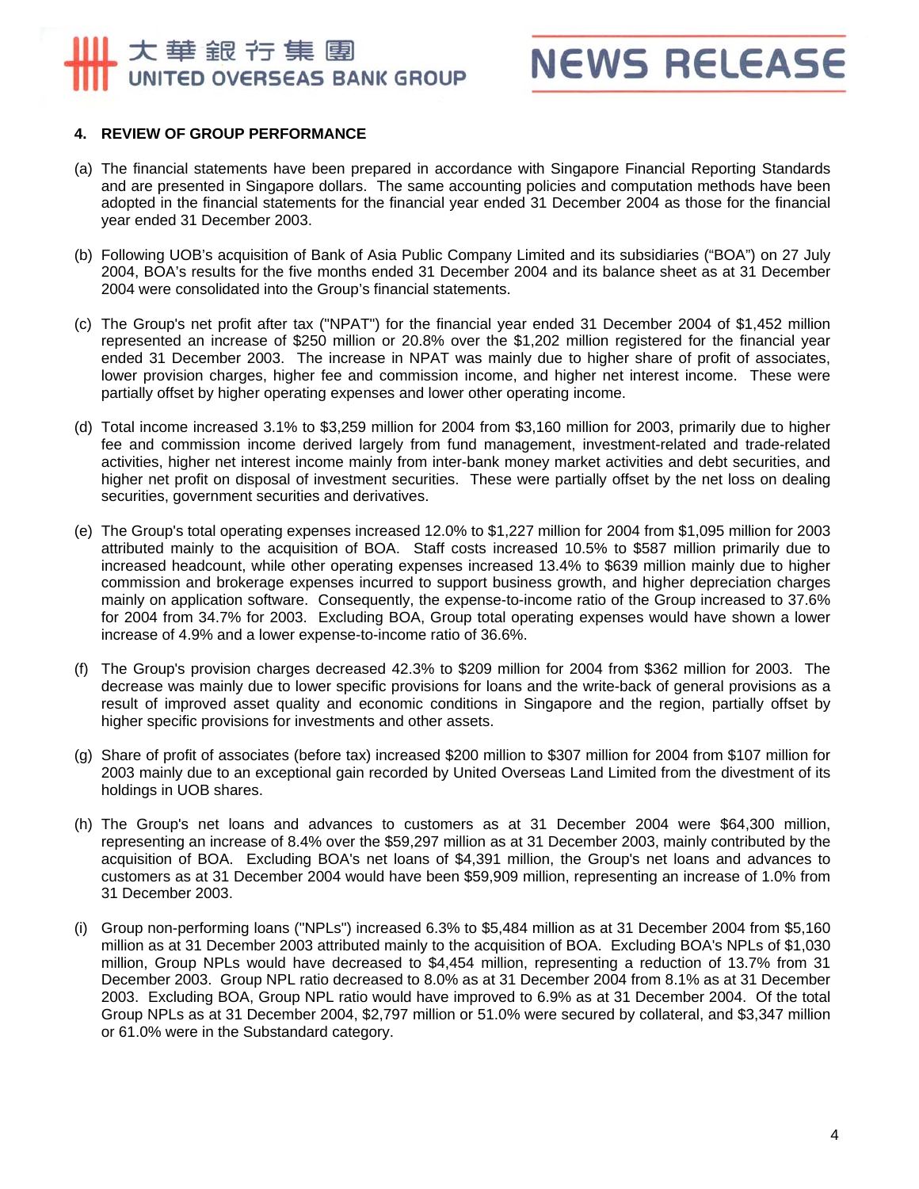## 4. REVIEW OF GROUP PERFORMANCE

(a) The financial statements have been prepared in accordance with Singapore Financial Reporting Standards and are presented in Singapore dollars. The same accounting policies and computation methods have been adopted in the financial statements for the financial year ended 31 December 2004 as those for the financial year ended 31 December 2003.

(b) Following UOB's acquisition of Bank of Asia Public Company Limited and its subsidiaries ("BOA") on 27 July 2004, BOA's results for the five months ended 31 December 2004 and its balance sheet as at 31 December 2004 were consolidated into the Group's financial statements.

(c) The Group's net profit after tax ("NPAT") for the financial year ended 31 December 2004 of $1,452 million represented an increase of $250 million or 20.8% over the $1,202 million registered for the financial year ended 31 December 2003. The increase in NPAT was mainly due to higher share of profit of associates, lower provision charges, higher fee and commission income, and higher net interest income. These were partially offset by higher operating expenses and lower other operating income.

(d) Total income increased 3.1% to $3,259 million for 2004 from $3,160 million for 2003, primarily due to higher fee and commission income derived largely from fund management, investment-related and trade-related activities, higher net interest income mainly from inter-bank money market activities and debt securities, and higher net profit on disposal of investment securities. These were partially offset by the net loss on dealing securities, government securities and derivatives.

(e) The Group's total operating expenses increased 12.0% to $1,227 million for 2004 from $1,095 million for 2003 attributed mainly to the acquisition of BOA. Staff costs increased 10.5% to $587 million primarily due to increased headcount, while other operating expenses increased 13.4% to $639 million mainly due to higher commission and brokerage expenses incurred to support business growth, and higher depreciation charges mainly on application software. Consequently, the expense-to-income ratio of the Group increased to 37.6% for 2004 from 34.7% for 2003. Excluding BOA, Group total operating expenses would have shown a lower increase of 4.9% and a lower expense-to-income ratio of 36.6%.

(f) The Group's provision charges decreased 42.3% to $209 million for 2004 from $362 million for 2003. The decrease was mainly due to lower specific provisions for loans and the write-back of general provisions as a result of improved asset quality and economic conditions in Singapore and the region, partially offset by higher specific provisions for investments and other assets.

(g) Share of profit of associates (before tax) increased $200 million to $307 million for 2004 from $107 million for 2003 mainly due to an exceptional gain recorded by United Overseas Land Limited from the divestment of its holdings in UOB shares.

(h) The Group's net loans and advances to customers as at 31 December 2004 were $64,300 million, representing an increase of 8.4% over the $59,297 million as at 31 December 2003, mainly contributed by the acquisition of BOA. Excluding BOA's net loans of $4,391 million, the Group's net loans and advances to customers as at 31 December 2004 would have been $59,909 million, representing an increase of 1.0% from 31 December 2003.

(i) Group non-performing loans ("NPLs") increased 6.3% to $5,484 million as at 31 December 2004 from $5,160 million as at 31 December 2003 attributed mainly to the acquisition of BOA. Excluding BOA's NPLs of $1,030 million, Group NPLs would have decreased to $4,454 million, representing a reduction of 13.7% from 31 December 2003. Group NPL ratio decreased to 8.0% as at 31 December 2004 from 8.1% as at 31 December 2003. Excluding BOA, Group NPL ratio would have improved to 6.9% as at 31 December 2004. Of the total Group NPLs as at 31 December 2004, $2,797 million or 51.0% were secured by collateral, and $3,347 million or 61.0% were in the Substandard category.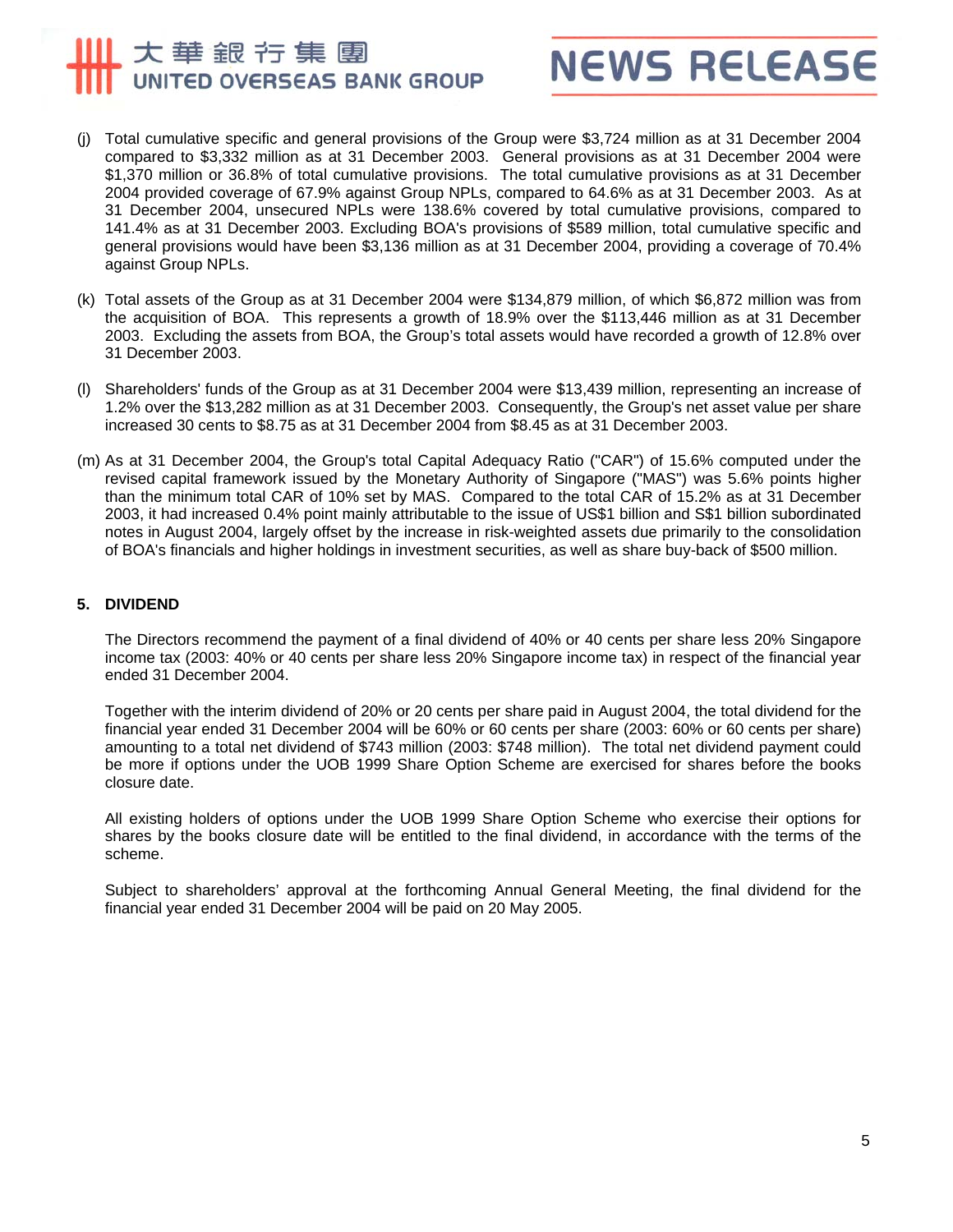(j) Total cumulative specific and general provisions of the Group were $3,724 million as at 31 December 2004 compared to $3,332 million as at 31 December 2003. General provisions as at 31 December 2004 were $1,370 million or 36.8% of total cumulative provisions. The total cumulative provisions as at 31 December 2004 provided coverage of 67.9% against Group NPLs, compared to 64.6% as at 31 December 2003. As at 31 December 2004, unsecured NPLs were 138.6% covered by total cumulative provisions, compared to 141.4% as at 31 December 2003. Excluding BOA's provisions of $589 million, total cumulative specific and general provisions would have been $3,136 million as at 31 December 2004, providing a coverage of 70.4% against Group NPLs.

(k) Total assets of the Group as at 31 December 2004 were $134,879 million, of which $6,872 million was from the acquisition of BOA. This represents a growth of 18.9% over the $113,446 million as at 31 December 2003. Excluding the assets from BOA, the Group's total assets would have recorded a growth of 12.8% over 31 December 2003.

(l) Shareholders' funds of the Group as at 31 December 2004 were $13,439 million, representing an increase of 1.2% over the $13,282 million as at 31 December 2003. Consequently, the Group's net asset value per share increased 30 cents to $8.75 as at 31 December 2004 from $8.45 as at 31 December 2003.

(m) As at 31 December 2004, the Group's total Capital Adequacy Ratio ("CAR") of 15.6% computed under the revised capital framework issued by the Monetary Authority of Singapore ("MAS") was 5.6% points higher than the minimum total CAR of 10% set by MAS. Compared to the total CAR of 15.2% as at 31 December 2003, it had increased 0.4% point mainly attributable to the issue of US$1 billion and S$1 billion subordinated notes in August 2004, largely offset by the increase in risk-weighted assets due primarily to the consolidation of BOA's financials and higher holdings in investment securities, as well as share buy-back of $500 million.

## 5. DIVIDEND

The Directors recommend the payment of a final dividend of 40% or 40 cents per share less 20% Singapore income tax (2003: 40% or 40 cents per share less 20% Singapore income tax) in respect of the financial year ended 31 December 2004.

Together with the interim dividend of 20% or 20 cents per share paid in August 2004, the total dividend for the financial year ended 31 December 2004 will be 60% or 60 cents per share (2003: 60% or 60 cents per share) amounting to a total net dividend of $743 million (2003: $748 million). The total net dividend payment could be more if options under the UOB 1999 Share Option Scheme are exercised for shares before the books closure date.

All existing holders of options under the UOB 1999 Share Option Scheme who exercise their options for shares by the books closure date will be entitled to the final dividend, in accordance with the terms of the scheme.

Subject to shareholders' approval at the forthcoming Annual General Meeting, the final dividend for the financial year ended 31 December 2004 will be paid on 20 May 2005.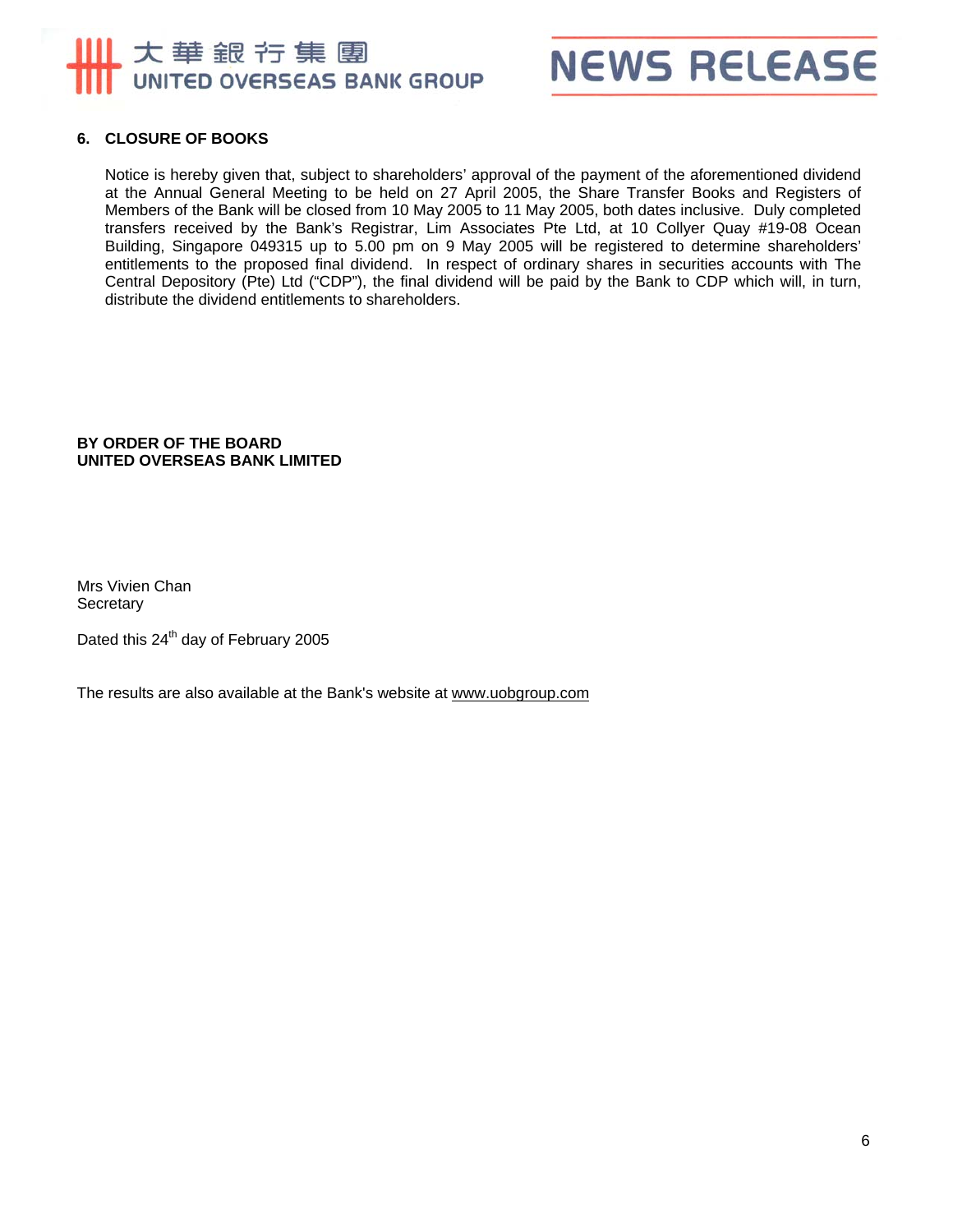## 6. CLOSURE OF BOOKS

Notice is hereby given that, subject to shareholders' approval of the payment of the aforementioned dividend at the Annual General Meeting to be held on 27 April 2005, the Share Transfer Books and Registers of Members of the Bank will be closed from 10 May 2005 to 11 May 2005, both dates inclusive. Duly completed transfers received by the Bank's Registrar, Lim Associates Pte Ltd, at 10 Collyer Quay #19-08 Ocean Building, Singapore 049315 up to 5.00 pm on 9 May 2005 will be registered to determine shareholders' entitlements to the proposed final dividend. In respect of ordinary shares in securities accounts with The Central Depository (Pte) Ltd ("CDP"), the final dividend will be paid by the Bank to CDP which will, in turn, distribute the dividend entitlements to shareholders.

**BY ORDER OF THE BOARD**
**UNITED OVERSEAS BANK LIMITED**

Mrs Vivien Chan
Secretary

Dated this 24th day of February 2005

The results are also available at the Bank's website at www.uobgroup.com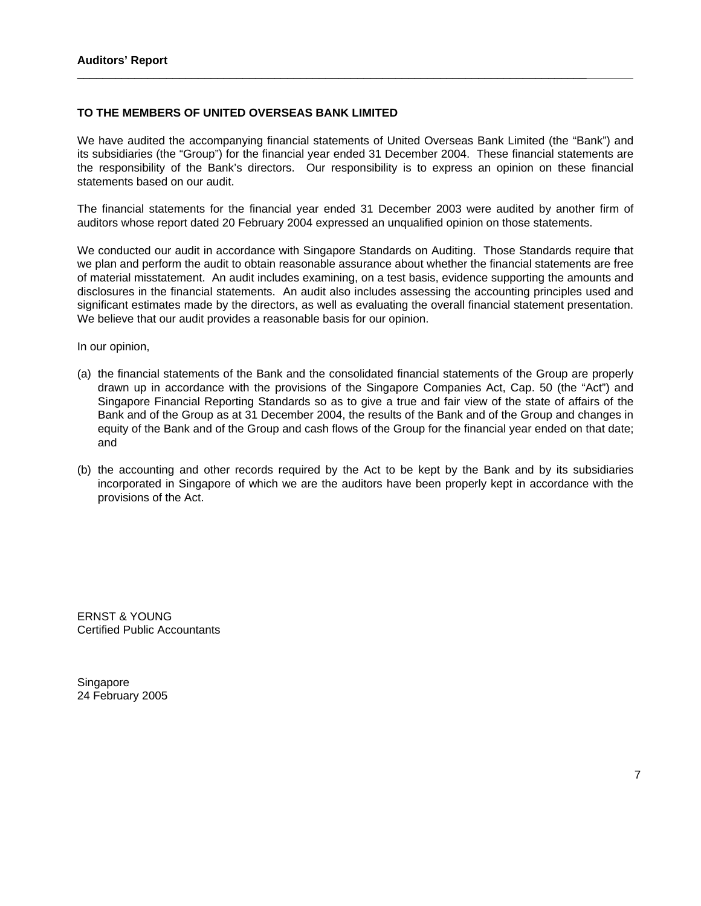**Auditors' Report**

---

**TO THE MEMBERS OF UNITED OVERSEAS BANK LIMITED**

We have audited the accompanying financial statements of United Overseas Bank Limited (the "Bank") and its subsidiaries (the "Group") for the financial year ended 31 December 2004. These financial statements are the responsibility of the Bank's directors. Our responsibility is to express an opinion on these financial statements based on our audit.

The financial statements for the financial year ended 31 December 2003 were audited by another firm of auditors whose report dated 20 February 2004 expressed an unqualified opinion on those statements.

We conducted our audit in accordance with Singapore Standards on Auditing. Those Standards require that we plan and perform the audit to obtain reasonable assurance about whether the financial statements are free of material misstatement. An audit includes examining, on a test basis, evidence supporting the amounts and disclosures in the financial statements. An audit also includes assessing the accounting principles used and significant estimates made by the directors, as well as evaluating the overall financial statement presentation. We believe that our audit provides a reasonable basis for our opinion.

In our opinion,

(a) the financial statements of the Bank and the consolidated financial statements of the Group are properly drawn up in accordance with the provisions of the Singapore Companies Act, Cap. 50 (the "Act") and Singapore Financial Reporting Standards so as to give a true and fair view of the state of affairs of the Bank and of the Group as at 31 December 2004, the results of the Bank and of the Group and changes in equity of the Bank and of the Group and cash flows of the Group for the financial year ended on that date; and

(b) the accounting and other records required by the Act to be kept by the Bank and by its subsidiaries incorporated in Singapore of which we are the auditors have been properly kept in accordance with the provisions of the Act.

ERNST & YOUNG
Certified Public Accountants

Singapore
24 February 2005